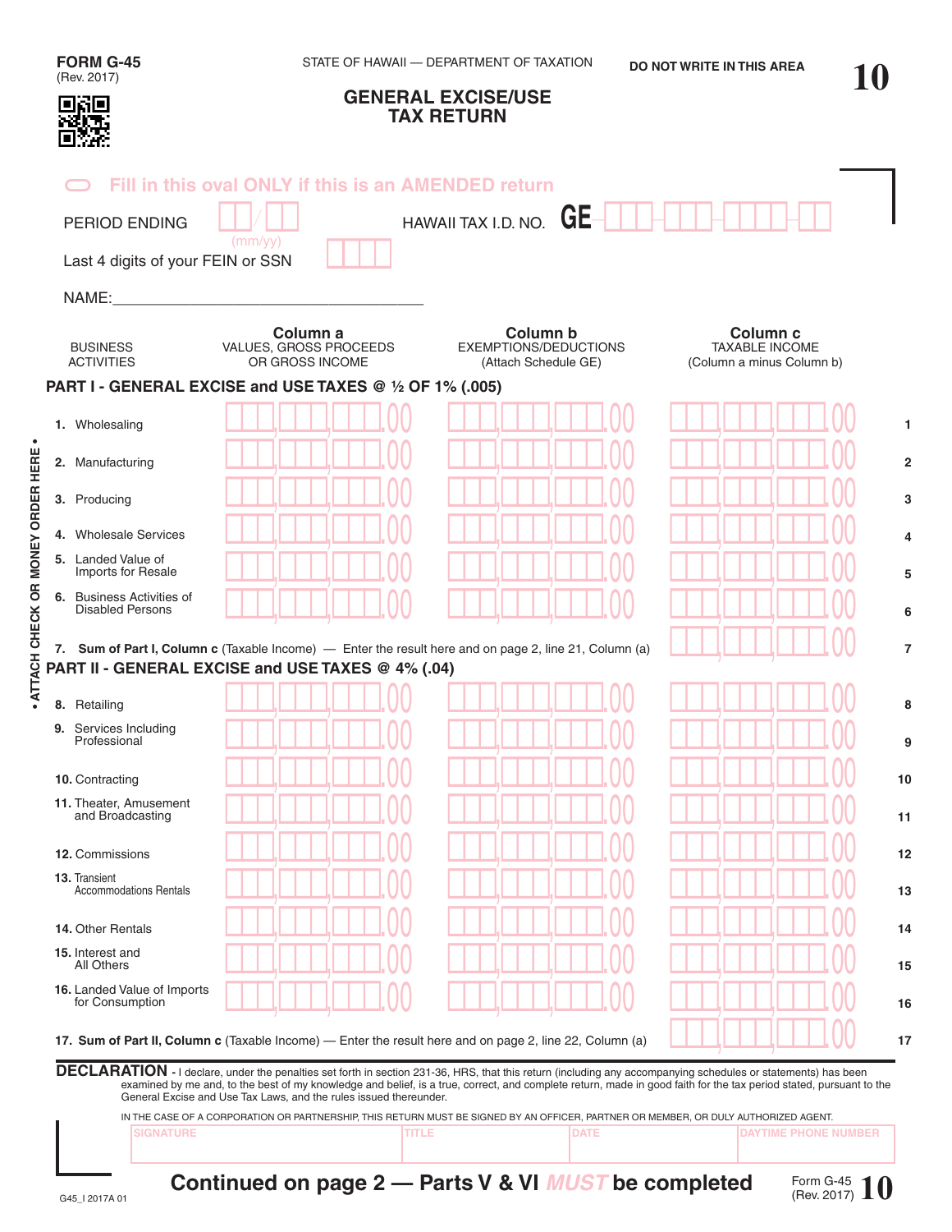**FORM G-45**
(Rev. 2017)

STATE OF HAWAII — DEPARTMENT OF TAXATION

DO NOT WRITE IN THIS AREA

**10**

# GENERAL EXCISE/USE TAX RETURN

Fill in this oval ONLY if this is an AMENDED return

PERIOD ENDING ___/___ (mm/yy)

HAWAII TAX I.D. NO. **GE** ___-___-___-___

Last 4 digits of your FEIN or SSN ____

NAME:_______________________________________

| BUSINESS ACTIVITIES | Column a VALUES, GROSS PROCEEDS OR GROSS INCOME | Column b EXEMPTIONS/DEDUCTIONS (Attach Schedule GE) | Column c TAXABLE INCOME (Column a minus Column b) | |
|---|---|---|---|---|
| **PART I - GENERAL EXCISE and USE TAXES @ ½ OF 1% (.005)** | | | | |
| 1. Wholesaling | .00 | .00 | .00 | 1 |
| 2. Manufacturing | .00 | .00 | .00 | 2 |
| 3. Producing | .00 | .00 | .00 | 3 |
| 4. Wholesale Services | .00 | .00 | .00 | 4 |
| 5. Landed Value of Imports for Resale | .00 | .00 | .00 | 5 |
| 6. Business Activities of Disabled Persons | .00 | .00 | .00 | 6 |
| 7. **Sum of Part I, Column c** (Taxable Income) — Enter the result here and on page 2, line 21, Column (a) | | | .00 | 7 |
| **PART II - GENERAL EXCISE and USE TAXES @ 4% (.04)** | | | | |
| 8. Retailing | .00 | .00 | .00 | 8 |
| 9. Services Including Professional | .00 | .00 | .00 | 9 |
| 10. Contracting | .00 | .00 | .00 | 10 |
| 11. Theater, Amusement and Broadcasting | .00 | .00 | .00 | 11 |
| 12. Commissions | .00 | .00 | .00 | 12 |
| 13. Transient Accommodations Rentals | .00 | .00 | .00 | 13 |
| 14. Other Rentals | .00 | .00 | .00 | 14 |
| 15. Interest and All Others | .00 | .00 | .00 | 15 |
| 16. Landed Value of Imports for Consumption | .00 | .00 | .00 | 16 |
| 17. **Sum of Part II, Column c** (Taxable Income) — Enter the result here and on page 2, line 22, Column (a) | | | .00 | 17 |

• ATTACH CHECK OR MONEY ORDER HERE •

**DECLARATION** - I declare, under the penalties set forth in section 231-36, HRS, that this return (including any accompanying schedules or statements) has been examined by me and, to the best of my knowledge and belief, is a true, correct, and complete return, made in good faith for the tax period stated, pursuant to the General Excise and Use Tax Laws, and the rules issued thereunder.

IN THE CASE OF A CORPORATION OR PARTNERSHIP, THIS RETURN MUST BE SIGNED BY AN OFFICER, PARTNER OR MEMBER, OR DULY AUTHORIZED AGENT.

| SIGNATURE | TITLE | DATE | DAYTIME PHONE NUMBER |
|---|---|---|---|
| | | | |

**Continued on page 2 — Parts V & VI *MUST* be completed**

G45_I 2017A 01

Form G-45 (Rev. 2017) **10**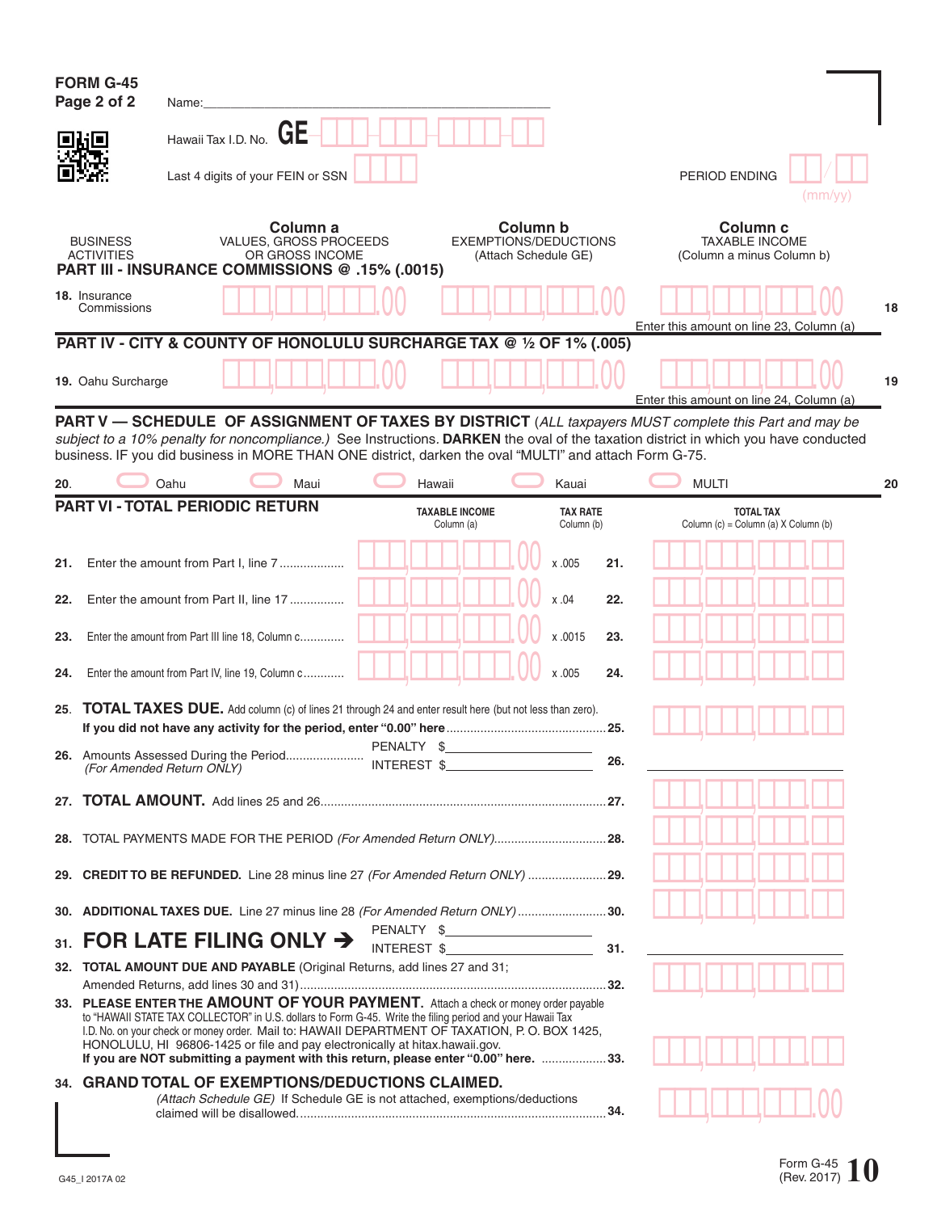**FORM G-45**
**Page 2 of 2**

Name: ___________________________________________

Hawaii Tax I.D. No. **GE** ___ - ___ - ___ - ___

Last 4 digits of your FEIN or SSN ____

PERIOD ENDING ___/___ (mm/yy)

| BUSINESS ACTIVITIES | **Column a** VALUES, GROSS PROCEEDS OR GROSS INCOME | **Column b** EXEMPTIONS/DEDUCTIONS (Attach Schedule GE) | **Column c** TAXABLE INCOME (Column a minus Column b) | |
|---|---|---|---|---|
| **PART III - INSURANCE COMMISSIONS @ .15% (.0015)** | | | | |
| **18.** Insurance Commissions | .00 | .00 | .00 Enter this amount on line 23, Column (a) | 18 |
| **PART IV - CITY & COUNTY OF HONOLULU SURCHARGE TAX @ ½ OF 1% (.005)** | | | | |
| **19.** Oahu Surcharge | .00 | .00 | .00 Enter this amount on line 24, Column (a) | 19 |

**PART V — SCHEDULE OF ASSIGNMENT OF TAXES BY DISTRICT** (*ALL taxpayers MUST complete this Part and may be subject to a 10% penalty for noncompliance.)* See Instructions. **DARKEN** the oval of the taxation district in which you have conducted business. IF you did business in MORE THAN ONE district, darken the oval "MULTI" and attach Form G-75.

**20.** ⬭ Oahu ⬭ Maui ⬭ Hawaii ⬭ Kauai ⬭ MULTI **20**

## PART VI - TOTAL PERIODIC RETURN

| | TAXABLE INCOME Column (a) | TAX RATE Column (b) | | TOTAL TAX Column (c) = Column (a) X Column (b) |
|---|---|---|---|---|
| **21.** Enter the amount from Part I, line 7 | .00 | x .005 | **21.** | |
| **22.** Enter the amount from Part II, line 17 | .00 | x .04 | **22.** | |
| **23.** Enter the amount from Part III line 18, Column c | .00 | x .0015 | **23.** | |
| **24.** Enter the amount from Part IV, line 19, Column c | .00 | x .005 | **24.** | |

**25. TOTAL TAXES DUE.** Add column (c) of lines 21 through 24 and enter result here (but not less than zero). **If you did not have any activity for the period, enter "0.00" here** ..... **25.**

**26.** Amounts Assessed During the Period ..... PENALTY $________ INTEREST $________ **26.**
*(For Amended Return ONLY)*

**27. TOTAL AMOUNT.** Add lines 25 and 26 ..... **27.**

**28.** TOTAL PAYMENTS MADE FOR THE PERIOD *(For Amended Return ONLY)* ..... **28.**

**29. CREDIT TO BE REFUNDED.** Line 28 minus line 27 *(For Amended Return ONLY)* ..... **29.**

**30. ADDITIONAL TAXES DUE.** Line 27 minus line 28 *(For Amended Return ONLY)* ..... **30.**

**31. FOR LATE FILING ONLY ➔** PENALTY $________ INTEREST $________ **31.**

**32. TOTAL AMOUNT DUE AND PAYABLE** (Original Returns, add lines 27 and 31; Amended Returns, add lines 30 and 31) ..... **32.**

**33. PLEASE ENTER THE AMOUNT OF YOUR PAYMENT.** Attach a check or money order payable to "HAWAII STATE TAX COLLECTOR" in U.S. dollars to Form G-45. Write the filing period and your Hawaii Tax I.D. No. on your check or money order. Mail to: HAWAII DEPARTMENT OF TAXATION, P. O. BOX 1425, HONOLULU, HI 96806-1425 or file and pay electronically at hitax.hawaii.gov.
**If you are NOT submitting a payment with this return, please enter "0.00" here.** ..... **33.**

**34. GRAND TOTAL OF EXEMPTIONS/DEDUCTIONS CLAIMED.**
*(Attach Schedule GE)* If Schedule GE is not attached, exemptions/deductions claimed will be disallowed. ..... **34.** .00

G45_I 2017A 02

Form G-45 (Rev. 2017) **10**